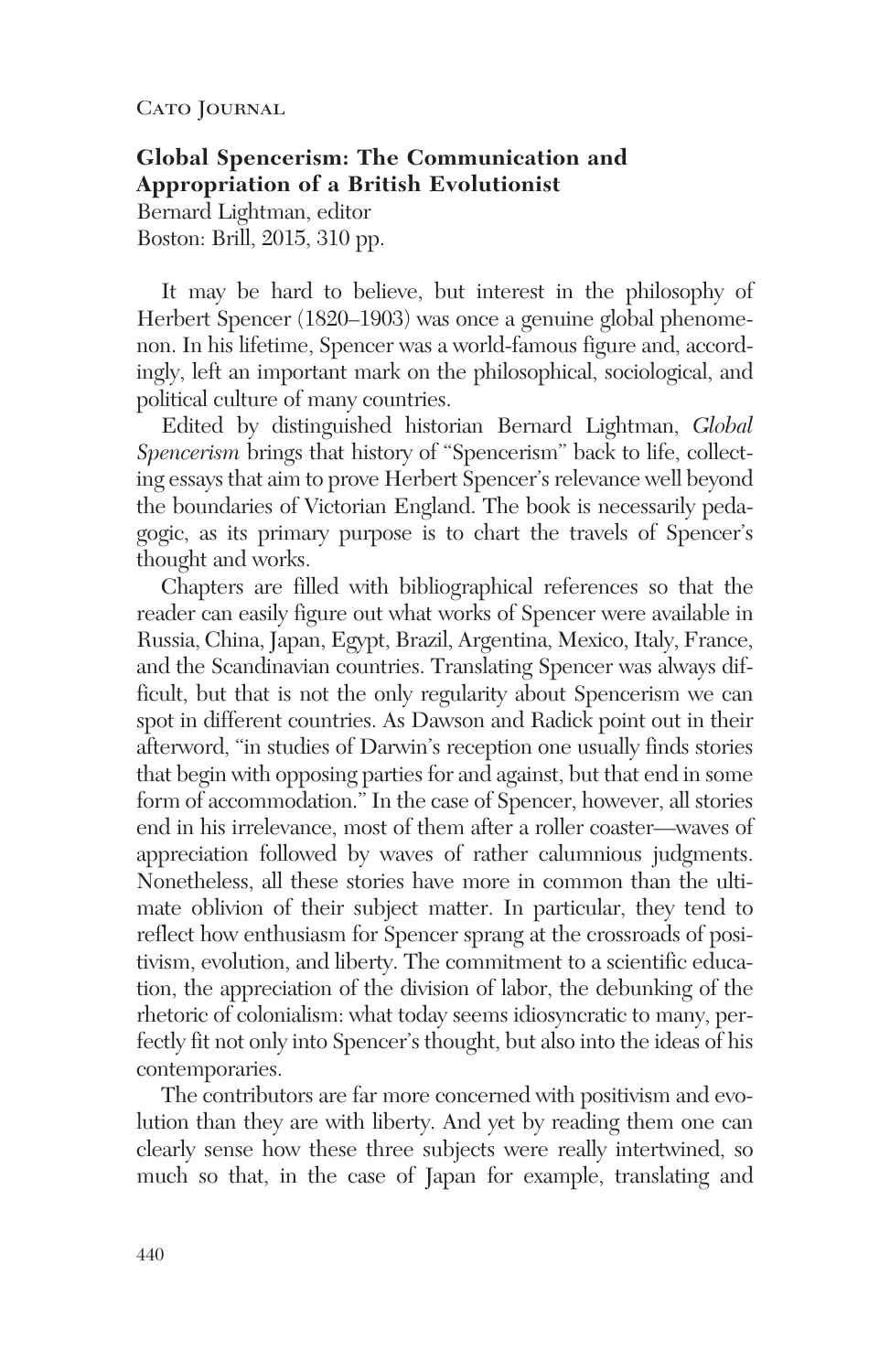**Global Spencerism: The Communication and Appropriation of a British Evolutionist**
Bernard Lightman, editor
Boston: Brill, 2015, 310 pp.

It may be hard to believe, but interest in the philosophy of Herbert Spencer (1820–1903) was once a genuine global phenomenon. In his lifetime, Spencer was a world-famous figure and, accordingly, left an important mark on the philosophical, sociological, and political culture of many countries.

Edited by distinguished historian Bernard Lightman, *Global Spencerism* brings that history of "Spencerism" back to life, collecting essays that aim to prove Herbert Spencer's relevance well beyond the boundaries of Victorian England. The book is necessarily pedagogic, as its primary purpose is to chart the travels of Spencer's thought and works.

Chapters are filled with bibliographical references so that the reader can easily figure out what works of Spencer were available in Russia, China, Japan, Egypt, Brazil, Argentina, Mexico, Italy, France, and the Scandinavian countries. Translating Spencer was always difficult, but that is not the only regularity about Spencerism we can spot in different countries. As Dawson and Radick point out in their afterword, "in studies of Darwin's reception one usually finds stories that begin with opposing parties for and against, but that end in some form of accommodation." In the case of Spencer, however, all stories end in his irrelevance, most of them after a roller coaster—waves of appreciation followed by waves of rather calumnious judgments. Nonetheless, all these stories have more in common than the ultimate oblivion of their subject matter. In particular, they tend to reflect how enthusiasm for Spencer sprang at the crossroads of positivism, evolution, and liberty. The commitment to a scientific education, the appreciation of the division of labor, the debunking of the rhetoric of colonialism: what today seems idiosyncratic to many, perfectly fit not only into Spencer's thought, but also into the ideas of his contemporaries.

The contributors are far more concerned with positivism and evolution than they are with liberty. And yet by reading them one can clearly sense how these three subjects were really intertwined, so much so that, in the case of Japan for example, translating and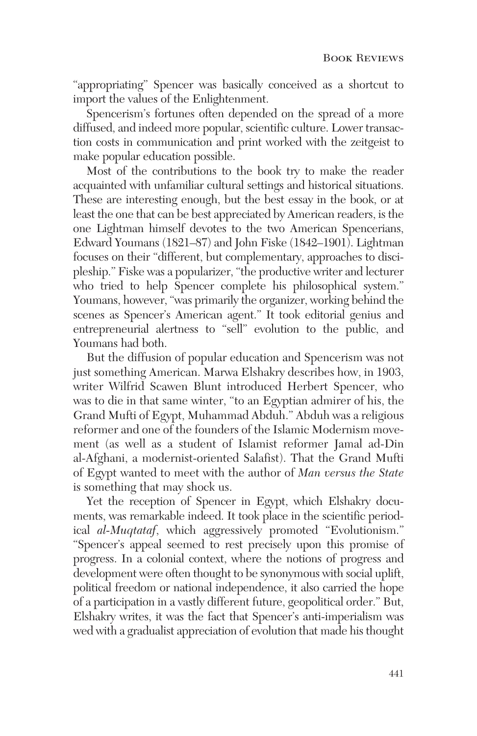"appropriating" Spencer was basically conceived as a shortcut to import the values of the Enlightenment.

Spencerism's fortunes often depended on the spread of a more diffused, and indeed more popular, scientific culture. Lower transaction costs in communication and print worked with the zeitgeist to make popular education possible.

Most of the contributions to the book try to make the reader acquainted with unfamiliar cultural settings and historical situations. These are interesting enough, but the best essay in the book, or at least the one that can be best appreciated by American readers, is the one Lightman himself devotes to the two American Spencerians, Edward Youmans (1821–87) and John Fiske (1842–1901). Lightman focuses on their "different, but complementary, approaches to discipleship." Fiske was a popularizer, "the productive writer and lecturer who tried to help Spencer complete his philosophical system." Youmans, however, "was primarily the organizer, working behind the scenes as Spencer's American agent." It took editorial genius and entrepreneurial alertness to "sell" evolution to the public, and Youmans had both.

But the diffusion of popular education and Spencerism was not just something American. Marwa Elshakry describes how, in 1903, writer Wilfrid Scawen Blunt introduced Herbert Spencer, who was to die in that same winter, "to an Egyptian admirer of his, the Grand Mufti of Egypt, Muhammad Abduh." Abduh was a religious reformer and one of the founders of the Islamic Modernism movement (as well as a student of Islamist reformer Jamal ad-Din al-Afghani, a modernist-oriented Salafist). That the Grand Mufti of Egypt wanted to meet with the author of *Man versus the State* is something that may shock us.

Yet the reception of Spencer in Egypt, which Elshakry documents, was remarkable indeed. It took place in the scientific periodical *al-Muqtataf*, which aggressively promoted "Evolutionism." "Spencer's appeal seemed to rest precisely upon this promise of progress. In a colonial context, where the notions of progress and development were often thought to be synonymous with social uplift, political freedom or national independence, it also carried the hope of a participation in a vastly different future, geopolitical order." But, Elshakry writes, it was the fact that Spencer's anti-imperialism was wed with a gradualist appreciation of evolution that made his thought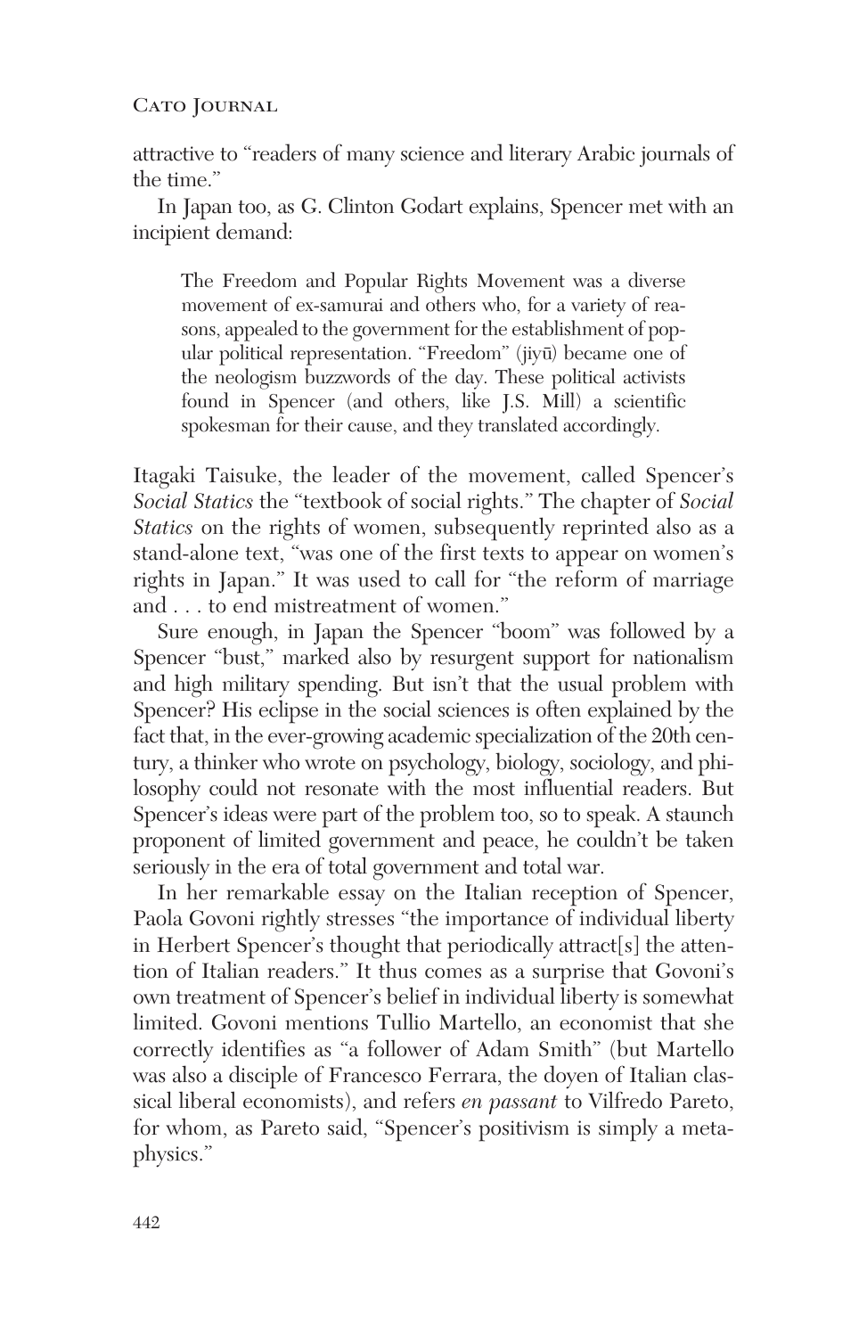attractive to "readers of many science and literary Arabic journals of the time."

In Japan too, as G. Clinton Godart explains, Spencer met with an incipient demand:

> The Freedom and Popular Rights Movement was a diverse movement of ex-samurai and others who, for a variety of reasons, appealed to the government for the establishment of popular political representation. "Freedom" (jiyū) became one of the neologism buzzwords of the day. These political activists found in Spencer (and others, like J.S. Mill) a scientific spokesman for their cause, and they translated accordingly.

Itagaki Taisuke, the leader of the movement, called Spencer's *Social Statics* the "textbook of social rights." The chapter of *Social Statics* on the rights of women, subsequently reprinted also as a stand-alone text, "was one of the first texts to appear on women's rights in Japan." It was used to call for "the reform of marriage and . . . to end mistreatment of women."

Sure enough, in Japan the Spencer "boom" was followed by a Spencer "bust," marked also by resurgent support for nationalism and high military spending. But isn't that the usual problem with Spencer? His eclipse in the social sciences is often explained by the fact that, in the ever-growing academic specialization of the 20th century, a thinker who wrote on psychology, biology, sociology, and philosophy could not resonate with the most influential readers. But Spencer's ideas were part of the problem too, so to speak. A staunch proponent of limited government and peace, he couldn't be taken seriously in the era of total government and total war.

In her remarkable essay on the Italian reception of Spencer, Paola Govoni rightly stresses "the importance of individual liberty in Herbert Spencer's thought that periodically attract[s] the attention of Italian readers." It thus comes as a surprise that Govoni's own treatment of Spencer's belief in individual liberty is somewhat limited. Govoni mentions Tullio Martello, an economist that she correctly identifies as "a follower of Adam Smith" (but Martello was also a disciple of Francesco Ferrara, the doyen of Italian classical liberal economists), and refers *en passant* to Vilfredo Pareto, for whom, as Pareto said, "Spencer's positivism is simply a metaphysics."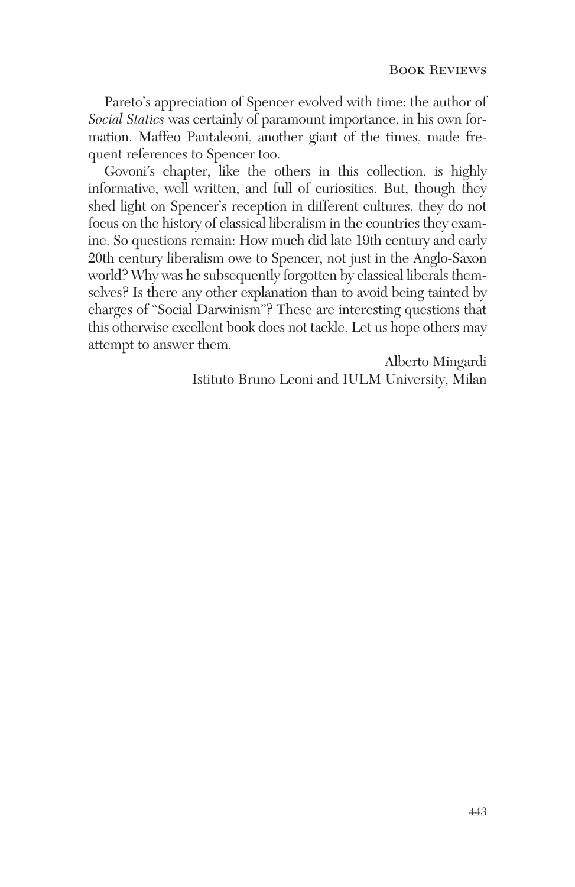Pareto's appreciation of Spencer evolved with time: the author of *Social Statics* was certainly of paramount importance, in his own formation. Maffeo Pantaleoni, another giant of the times, made frequent references to Spencer too.

Govoni's chapter, like the others in this collection, is highly informative, well written, and full of curiosities. But, though they shed light on Spencer's reception in different cultures, they do not focus on the history of classical liberalism in the countries they examine. So questions remain: How much did late 19th century and early 20th century liberalism owe to Spencer, not just in the Anglo-Saxon world? Why was he subsequently forgotten by classical liberals themselves? Is there any other explanation than to avoid being tainted by charges of "Social Darwinism"? These are interesting questions that this otherwise excellent book does not tackle. Let us hope others may attempt to answer them.

Alberto Mingardi
Istituto Bruno Leoni and IULM University, Milan